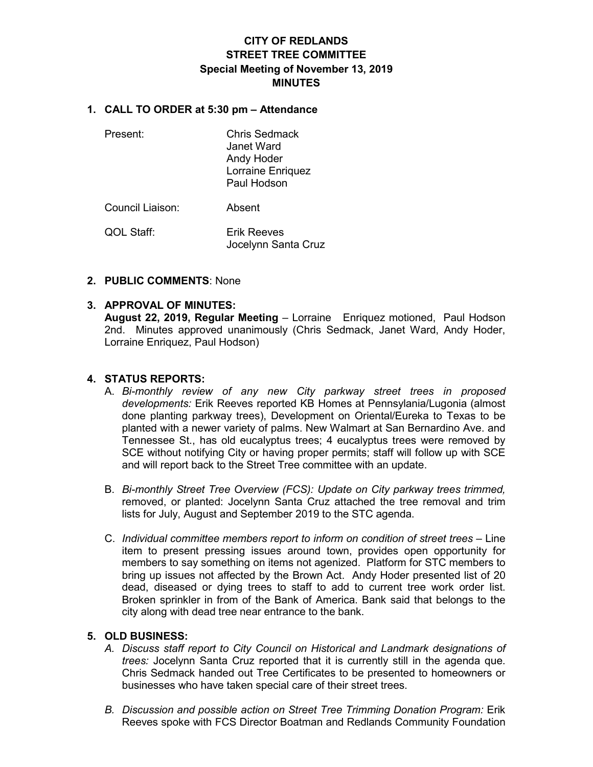# CITY OF REDLANDS
# STREET TREE COMMITTEE
## Special Meeting of November 13, 2019
## MINUTES

**1. CALL TO ORDER at 5:30 pm – Attendance**

Present: Chris Sedmack
Janet Ward
Andy Hoder
Lorraine Enriquez
Paul Hodson

Council Liaison: Absent

QOL Staff: Erik Reeves
Jocelynn Santa Cruz

**2. PUBLIC COMMENTS**: None

**3. APPROVAL OF MINUTES:**

**August 22, 2019, Regular Meeting** – Lorraine Enriquez motioned, Paul Hodson 2nd. Minutes approved unanimously (Chris Sedmack, Janet Ward, Andy Hoder, Lorraine Enriquez, Paul Hodson)

**4. STATUS REPORTS:**

A. *Bi-monthly review of any new City parkway street trees in proposed developments:* Erik Reeves reported KB Homes at Pennsylania/Lugonia (almost done planting parkway trees), Development on Oriental/Eureka to Texas to be planted with a newer variety of palms. New Walmart at San Bernardino Ave. and Tennessee St., has old eucalyptus trees; 4 eucalyptus trees were removed by SCE without notifying City or having proper permits; staff will follow up with SCE and will report back to the Street Tree committee with an update.

B. *Bi-monthly Street Tree Overview (FCS): Update on City parkway trees trimmed,* removed, or planted: Jocelynn Santa Cruz attached the tree removal and trim lists for July, August and September 2019 to the STC agenda.

C. *Individual committee members report to inform on condition of street trees* – Line item to present pressing issues around town, provides open opportunity for members to say something on items not agenized. Platform for STC members to bring up issues not affected by the Brown Act. Andy Hoder presented list of 20 dead, diseased or dying trees to staff to add to current tree work order list. Broken sprinkler in from of the Bank of America. Bank said that belongs to the city along with dead tree near entrance to the bank.

**5. OLD BUSINESS:**

A. *Discuss staff report to City Council on Historical and Landmark designations of trees:* Jocelynn Santa Cruz reported that it is currently still in the agenda que. Chris Sedmack handed out Tree Certificates to be presented to homeowners or businesses who have taken special care of their street trees.

B. *Discussion and possible action on Street Tree Trimming Donation Program:* Erik Reeves spoke with FCS Director Boatman and Redlands Community Foundation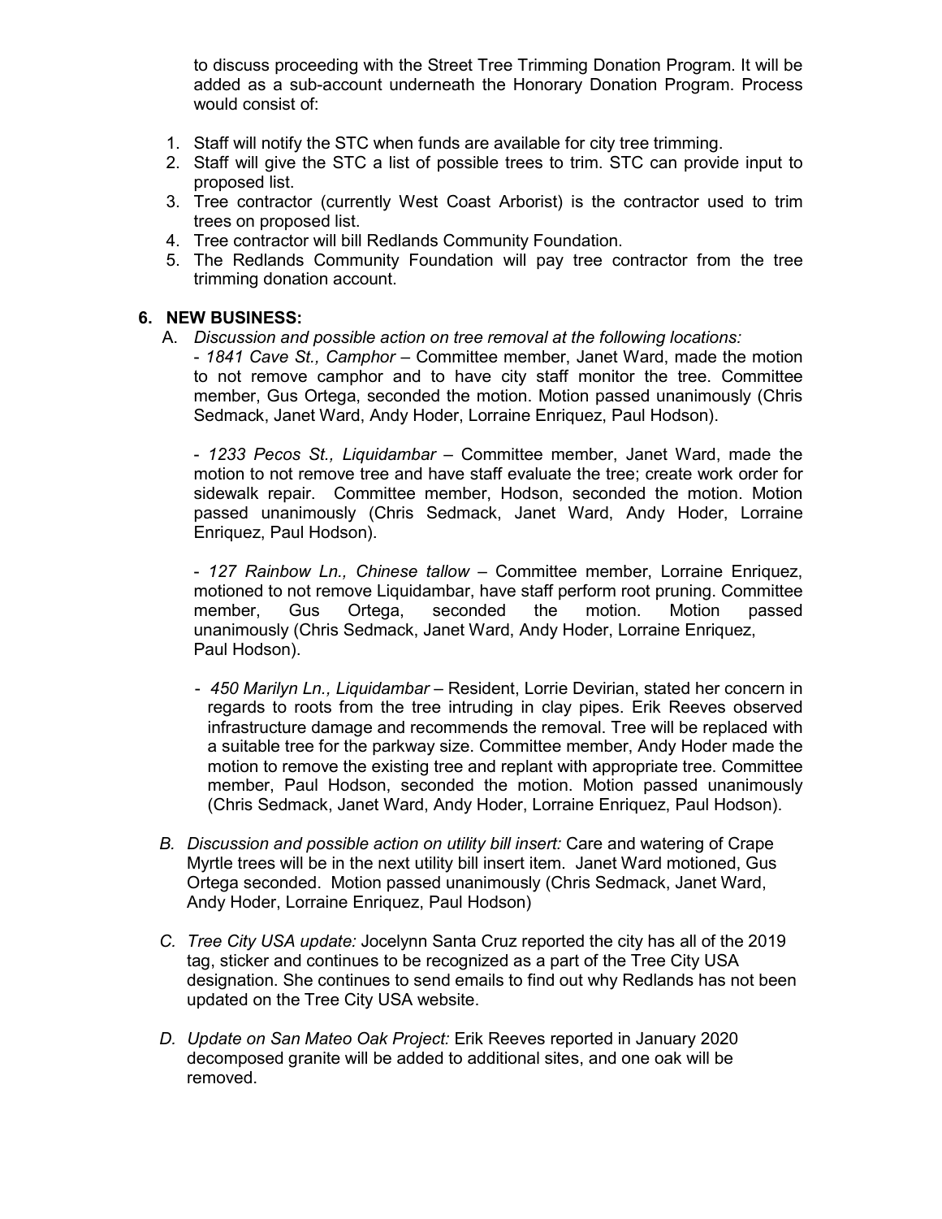to discuss proceeding with the Street Tree Trimming Donation Program. It will be added as a sub-account underneath the Honorary Donation Program. Process would consist of:

1. Staff will notify the STC when funds are available for city tree trimming.
2. Staff will give the STC a list of possible trees to trim. STC can provide input to proposed list.
3. Tree contractor (currently West Coast Arborist) is the contractor used to trim trees on proposed list.
4. Tree contractor will bill Redlands Community Foundation.
5. The Redlands Community Foundation will pay tree contractor from the tree trimming donation account.

## 6. NEW BUSINESS:

A. *Discussion and possible action on tree removal at the following locations:*

- *1841 Cave St., Camphor* – Committee member, Janet Ward, made the motion to not remove camphor and to have city staff monitor the tree. Committee member, Gus Ortega, seconded the motion. Motion passed unanimously (Chris Sedmack, Janet Ward, Andy Hoder, Lorraine Enriquez, Paul Hodson).

- *1233 Pecos St., Liquidambar* – Committee member, Janet Ward, made the motion to not remove tree and have staff evaluate the tree; create work order for sidewalk repair. Committee member, Hodson, seconded the motion. Motion passed unanimously (Chris Sedmack, Janet Ward, Andy Hoder, Lorraine Enriquez, Paul Hodson).

- *127 Rainbow Ln., Chinese tallow* – Committee member, Lorraine Enriquez, motioned to not remove Liquidambar, have staff perform root pruning. Committee member, Gus Ortega, seconded the motion. Motion passed unanimously (Chris Sedmack, Janet Ward, Andy Hoder, Lorraine Enriquez, Paul Hodson).

- *450 Marilyn Ln., Liquidambar* – Resident, Lorrie Devirian, stated her concern in regards to roots from the tree intruding in clay pipes. Erik Reeves observed infrastructure damage and recommends the removal. Tree will be replaced with a suitable tree for the parkway size. Committee member, Andy Hoder made the motion to remove the existing tree and replant with appropriate tree. Committee member, Paul Hodson, seconded the motion. Motion passed unanimously (Chris Sedmack, Janet Ward, Andy Hoder, Lorraine Enriquez, Paul Hodson).

B. *Discussion and possible action on utility bill insert:* Care and watering of Crape Myrtle trees will be in the next utility bill insert item. Janet Ward motioned, Gus Ortega seconded. Motion passed unanimously (Chris Sedmack, Janet Ward, Andy Hoder, Lorraine Enriquez, Paul Hodson)

C. *Tree City USA update:* Jocelynn Santa Cruz reported the city has all of the 2019 tag, sticker and continues to be recognized as a part of the Tree City USA designation. She continues to send emails to find out why Redlands has not been updated on the Tree City USA website.

D. *Update on San Mateo Oak Project:* Erik Reeves reported in January 2020 decomposed granite will be added to additional sites, and one oak will be removed.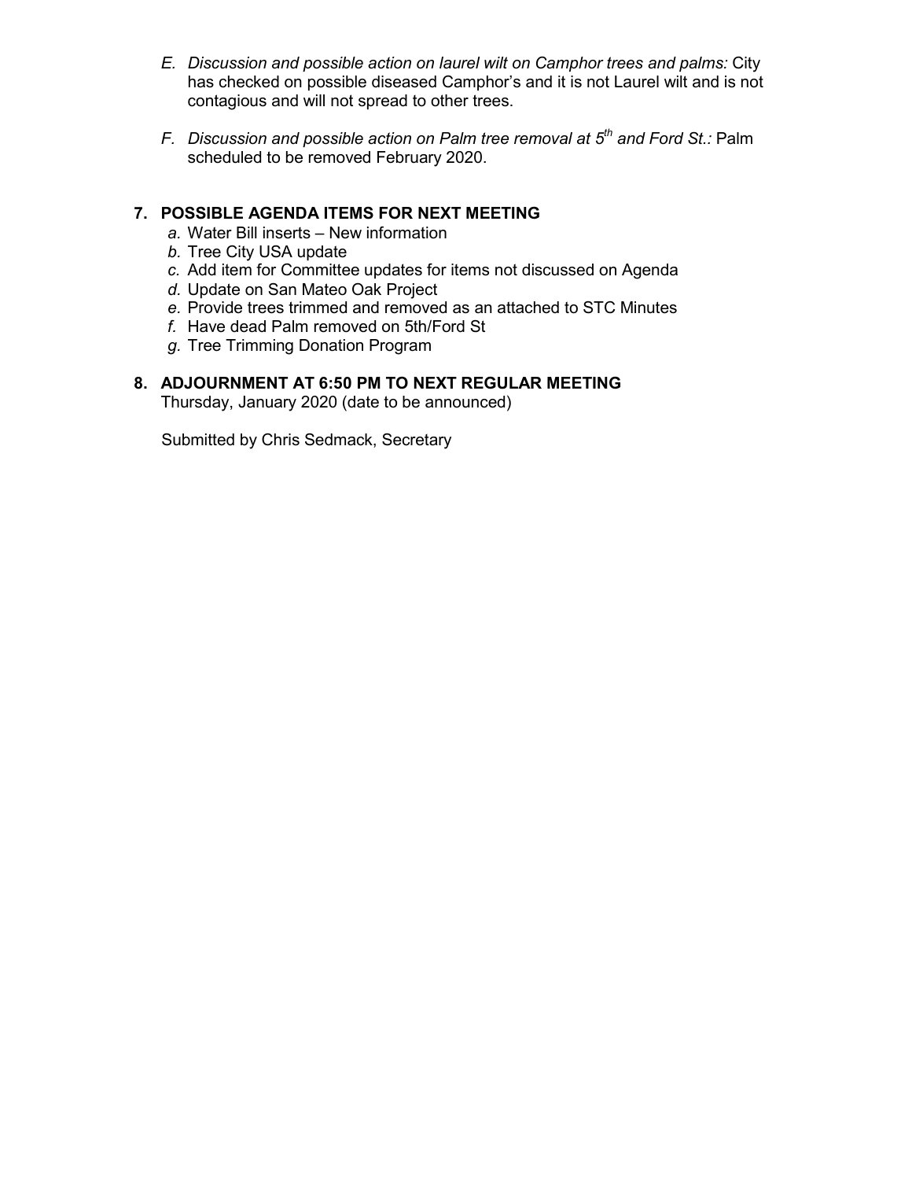E. *Discussion and possible action on laurel wilt on Camphor trees and palms:* City has checked on possible diseased Camphor's and it is not Laurel wilt and is not contagious and will not spread to other trees.

F. *Discussion and possible action on Palm tree removal at 5th and Ford St.:* Palm scheduled to be removed February 2020.

## 7. POSSIBLE AGENDA ITEMS FOR NEXT MEETING

*a.* Water Bill inserts – New information
*b.* Tree City USA update
*c.* Add item for Committee updates for items not discussed on Agenda
*d.* Update on San Mateo Oak Project
*e.* Provide trees trimmed and removed as an attached to STC Minutes
*f.* Have dead Palm removed on 5th/Ford St
*g.* Tree Trimming Donation Program

## 8. ADJOURNMENT AT 6:50 PM TO NEXT REGULAR MEETING

Thursday, January 2020 (date to be announced)

Submitted by Chris Sedmack, Secretary